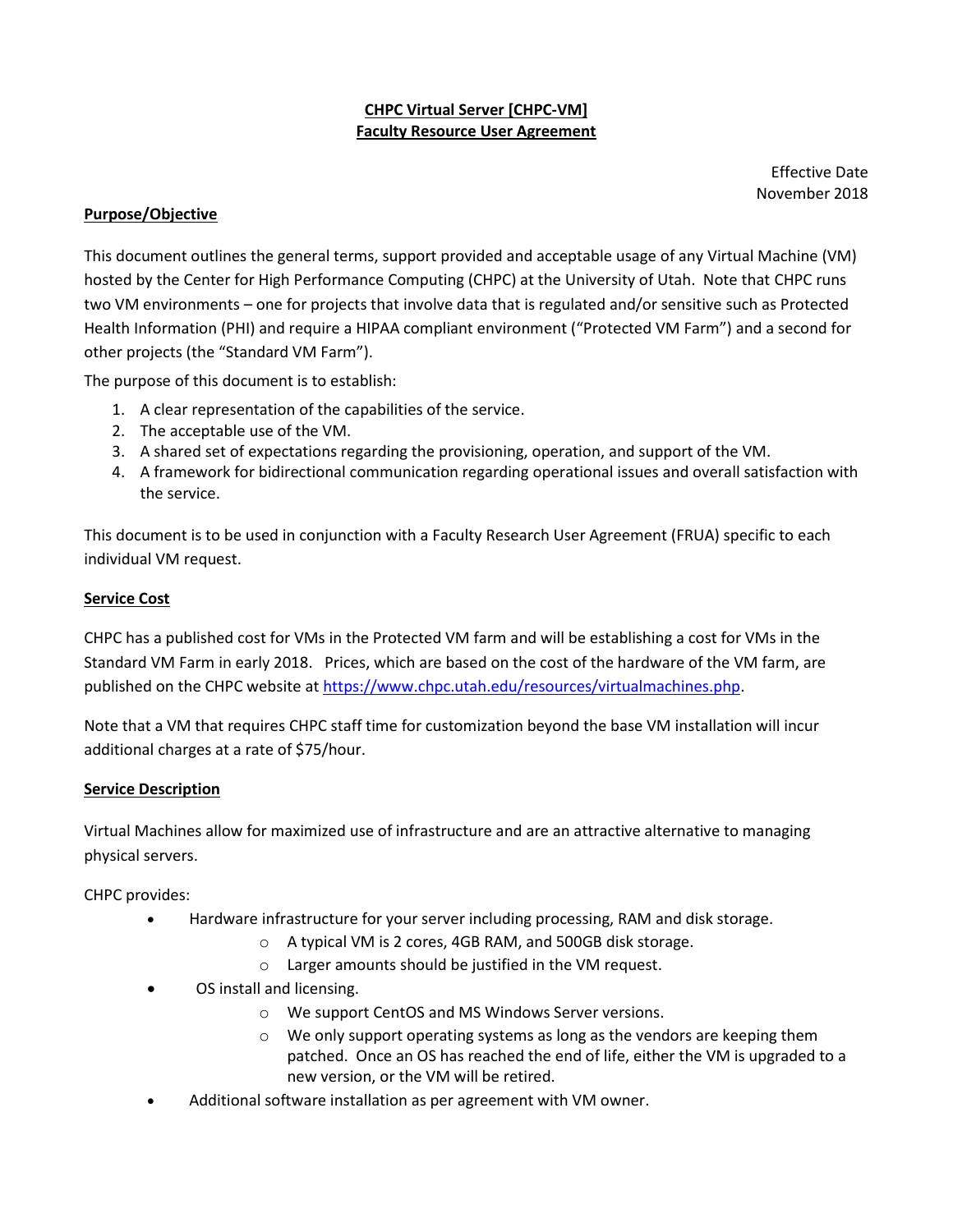# CHPC Virtual Server [CHPC-VM]
# Faculty Resource User Agreement

Effective Date
November 2018

## Purpose/Objective

This document outlines the general terms, support provided and acceptable usage of any Virtual Machine (VM) hosted by the Center for High Performance Computing (CHPC) at the University of Utah. Note that CHPC runs two VM environments – one for projects that involve data that is regulated and/or sensitive such as Protected Health Information (PHI) and require a HIPAA compliant environment ("Protected VM Farm") and a second for other projects (the "Standard VM Farm").

The purpose of this document is to establish:

1. A clear representation of the capabilities of the service.
2. The acceptable use of the VM.
3. A shared set of expectations regarding the provisioning, operation, and support of the VM.
4. A framework for bidirectional communication regarding operational issues and overall satisfaction with the service.

This document is to be used in conjunction with a Faculty Research User Agreement (FRUA) specific to each individual VM request.

## Service Cost

CHPC has a published cost for VMs in the Protected VM farm and will be establishing a cost for VMs in the Standard VM Farm in early 2018. Prices, which are based on the cost of the hardware of the VM farm, are published on the CHPC website at https://www.chpc.utah.edu/resources/virtualmachines.php.

Note that a VM that requires CHPC staff time for customization beyond the base VM installation will incur additional charges at a rate of $75/hour.

## Service Description

Virtual Machines allow for maximized use of infrastructure and are an attractive alternative to managing physical servers.

CHPC provides:

- Hardware infrastructure for your server including processing, RAM and disk storage.
  - A typical VM is 2 cores, 4GB RAM, and 500GB disk storage.
  - Larger amounts should be justified in the VM request.
- OS install and licensing.
  - We support CentOS and MS Windows Server versions.
  - We only support operating systems as long as the vendors are keeping them patched. Once an OS has reached the end of life, either the VM is upgraded to a new version, or the VM will be retired.
- Additional software installation as per agreement with VM owner.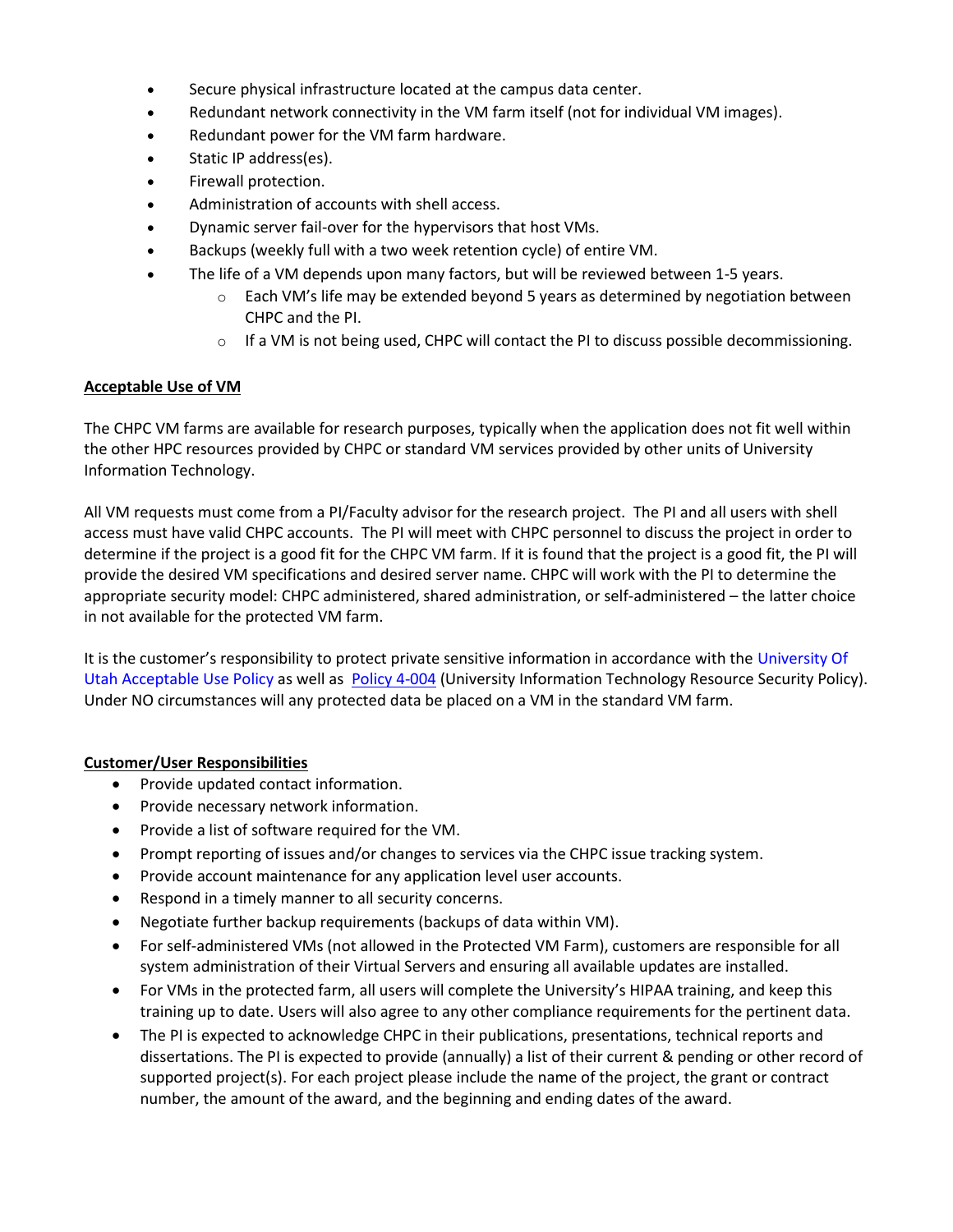- Secure physical infrastructure located at the campus data center.
- Redundant network connectivity in the VM farm itself (not for individual VM images).
- Redundant power for the VM farm hardware.
- Static IP address(es).
- Firewall protection.
- Administration of accounts with shell access.
- Dynamic server fail-over for the hypervisors that host VMs.
- Backups (weekly full with a two week retention cycle) of entire VM.
- The life of a VM depends upon many factors, but will be reviewed between 1-5 years.
  - Each VM's life may be extended beyond 5 years as determined by negotiation between CHPC and the PI.
  - If a VM is not being used, CHPC will contact the PI to discuss possible decommissioning.

**Acceptable Use of VM**

The CHPC VM farms are available for research purposes, typically when the application does not fit well within the other HPC resources provided by CHPC or standard VM services provided by other units of University Information Technology.

All VM requests must come from a PI/Faculty advisor for the research project. The PI and all users with shell access must have valid CHPC accounts. The PI will meet with CHPC personnel to discuss the project in order to determine if the project is a good fit for the CHPC VM farm. If it is found that the project is a good fit, the PI will provide the desired VM specifications and desired server name. CHPC will work with the PI to determine the appropriate security model: CHPC administered, shared administration, or self-administered – the latter choice in not available for the protected VM farm.

It is the customer's responsibility to protect private sensitive information in accordance with the University Of Utah Acceptable Use Policy as well as Policy 4-004 (University Information Technology Resource Security Policy). Under NO circumstances will any protected data be placed on a VM in the standard VM farm.

**Customer/User Responsibilities**

- Provide updated contact information.
- Provide necessary network information.
- Provide a list of software required for the VM.
- Prompt reporting of issues and/or changes to services via the CHPC issue tracking system.
- Provide account maintenance for any application level user accounts.
- Respond in a timely manner to all security concerns.
- Negotiate further backup requirements (backups of data within VM).
- For self-administered VMs (not allowed in the Protected VM Farm), customers are responsible for all system administration of their Virtual Servers and ensuring all available updates are installed.
- For VMs in the protected farm, all users will complete the University's HIPAA training, and keep this training up to date. Users will also agree to any other compliance requirements for the pertinent data.
- The PI is expected to acknowledge CHPC in their publications, presentations, technical reports and dissertations. The PI is expected to provide (annually) a list of their current & pending or other record of supported project(s). For each project please include the name of the project, the grant or contract number, the amount of the award, and the beginning and ending dates of the award.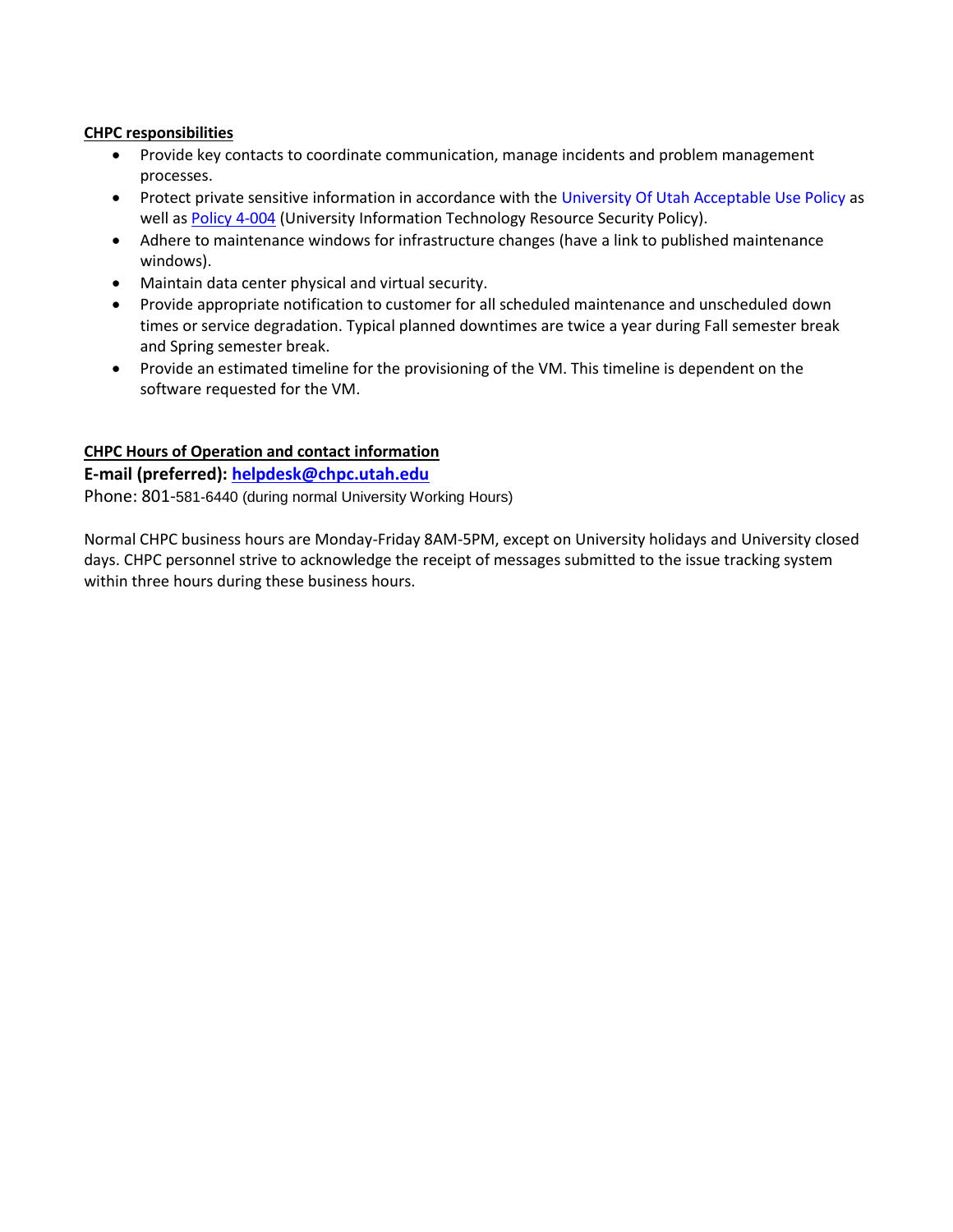**CHPC responsibilities**

- Provide key contacts to coordinate communication, manage incidents and problem management processes.
- Protect private sensitive information in accordance with the University Of Utah Acceptable Use Policy as well as Policy 4-004 (University Information Technology Resource Security Policy).
- Adhere to maintenance windows for infrastructure changes (have a link to published maintenance windows).
- Maintain data center physical and virtual security.
- Provide appropriate notification to customer for all scheduled maintenance and unscheduled down times or service degradation. Typical planned downtimes are twice a year during Fall semester break and Spring semester break.
- Provide an estimated timeline for the provisioning of the VM. This timeline is dependent on the software requested for the VM.

**CHPC Hours of Operation and contact information**

**E-mail (preferred): helpdesk@chpc.utah.edu**

Phone: 801-581-6440 (during normal University Working Hours)

Normal CHPC business hours are Monday-Friday 8AM-5PM, except on University holidays and University closed days. CHPC personnel strive to acknowledge the receipt of messages submitted to the issue tracking system within three hours during these business hours.